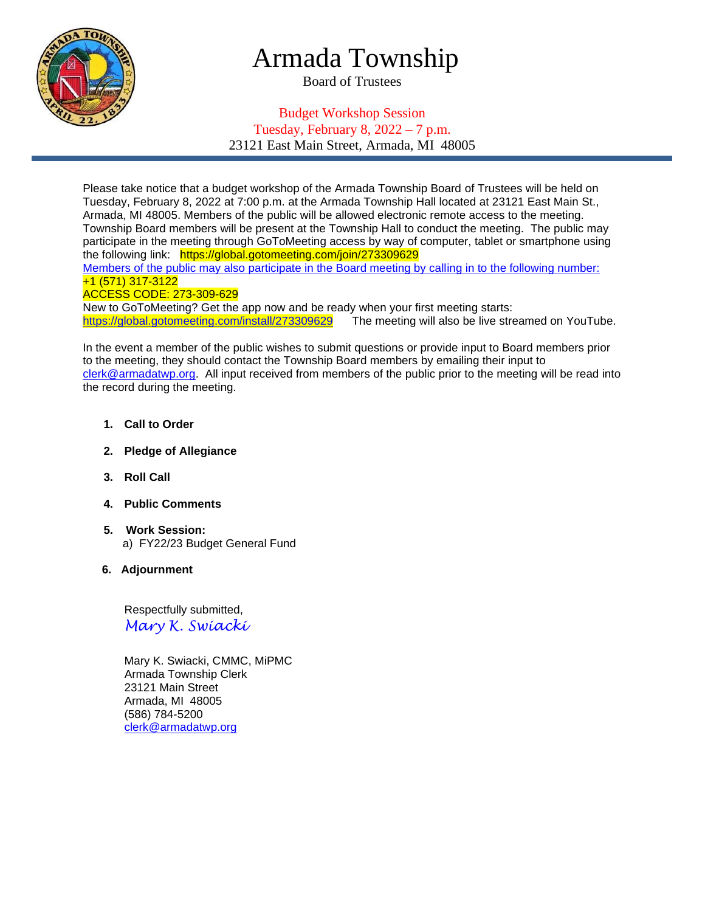# Armada Township

Board of Trustees

Budget Workshop Session
Tuesday, February 8, 2022 – 7 p.m.
23121 East Main Street, Armada, MI 48005

Please take notice that a budget workshop of the Armada Township Board of Trustees will be held on Tuesday, February 8, 2022 at 7:00 p.m. at the Armada Township Hall located at 23121 East Main St., Armada, MI 48005. Members of the public will be allowed electronic remote access to the meeting. Township Board members will be present at the Township Hall to conduct the meeting. The public may participate in the meeting through GoToMeeting access by way of computer, tablet or smartphone using the following link: https://global.gotomeeting.com/join/273309629
Members of the public may also participate in the Board meeting by calling in to the following number:
+1 (571) 317-3122
ACCESS CODE: 273-309-629
New to GoToMeeting? Get the app now and be ready when your first meeting starts:
https://global.gotomeeting.com/install/273309629 The meeting will also be live streamed on YouTube.

In the event a member of the public wishes to submit questions or provide input to Board members prior to the meeting, they should contact the Township Board members by emailing their input to clerk@armadatwp.org. All input received from members of the public prior to the meeting will be read into the record during the meeting.

1. **Call to Order**
2. **Pledge of Allegiance**
3. **Roll Call**
4. **Public Comments**
5. **Work Session:**
   a) FY22/23 Budget General Fund
6. **Adjournment**

Respectfully submitted,
*Mary K. Swiacki*

Mary K. Swiacki, CMMC, MiPMC
Armada Township Clerk
23121 Main Street
Armada, MI 48005
(586) 784-5200
clerk@armadatwp.org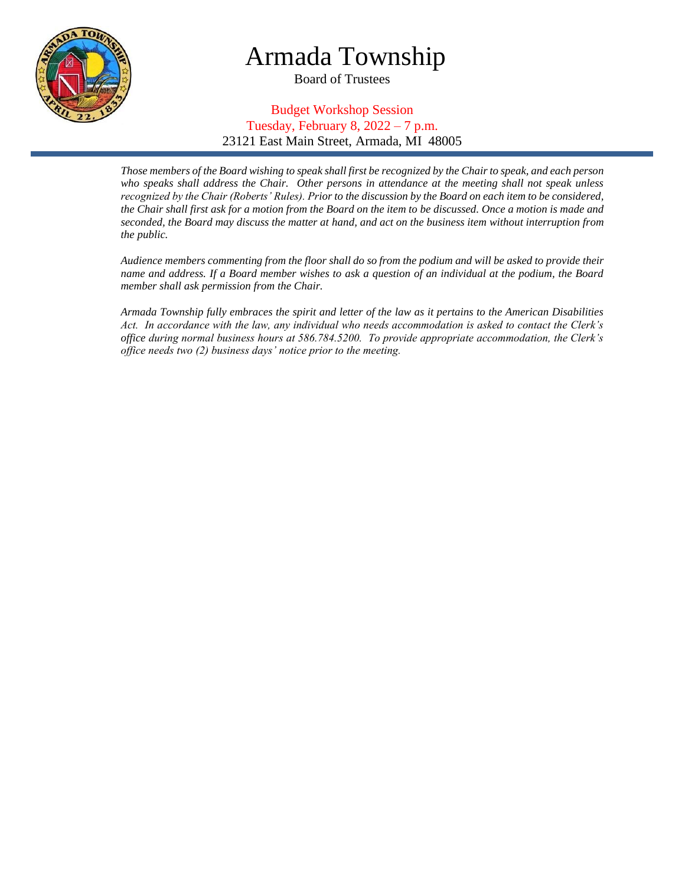# Armada Township

Board of Trustees

Budget Workshop Session
Tuesday, February 8, 2022 – 7 p.m.
23121 East Main Street, Armada, MI 48005

---

*Those members of the Board wishing to speak shall first be recognized by the Chair to speak, and each person who speaks shall address the Chair. Other persons in attendance at the meeting shall not speak unless recognized by the Chair (Roberts' Rules). Prior to the discussion by the Board on each item to be considered, the Chair shall first ask for a motion from the Board on the item to be discussed. Once a motion is made and seconded, the Board may discuss the matter at hand, and act on the business item without interruption from the public.*

*Audience members commenting from the floor shall do so from the podium and will be asked to provide their name and address. If a Board member wishes to ask a question of an individual at the podium, the Board member shall ask permission from the Chair.*

*Armada Township fully embraces the spirit and letter of the law as it pertains to the American Disabilities Act. In accordance with the law, any individual who needs accommodation is asked to contact the Clerk's office during normal business hours at 586.784.5200. To provide appropriate accommodation, the Clerk's office needs two (2) business days' notice prior to the meeting.*